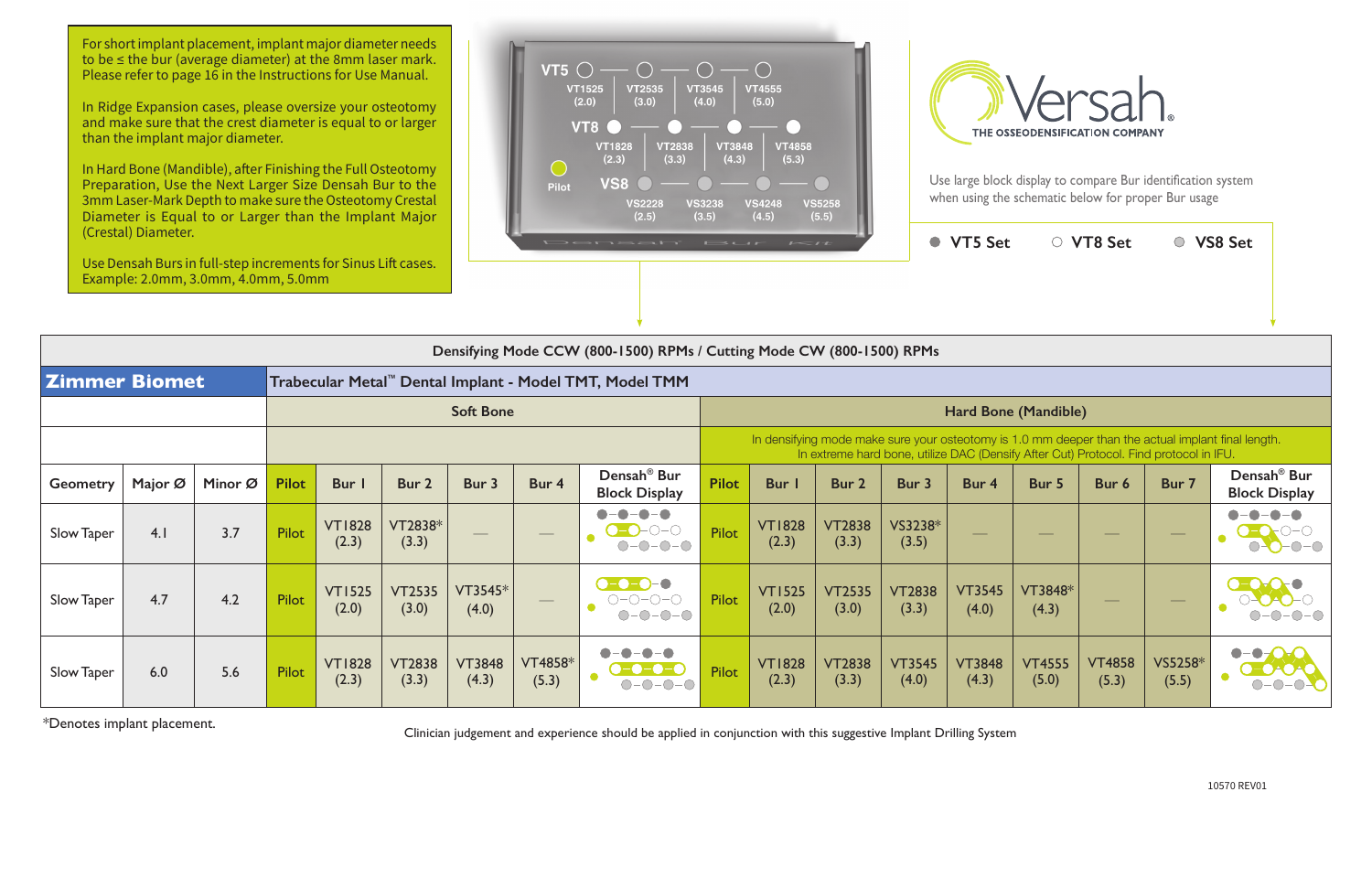For short implant placement, implant major diameter needs to be ≤ the bur (average diameter) at the 8mm laser mark. Please refer to page 16 in the Instructions for Use Manual.

In Ridge Expansion cases, please oversize your osteotomy and make sure that the crest diameter is equal to or larger than the implant major diameter.

In Hard Bone (Mandible), after Finishing the Full Osteotomy Preparation, Use the Next Larger Size Densah Bur to the 3mm Laser-Mark Depth to make sure the Osteotomy Crestal Diameter is Equal to or Larger than the Implant Major (Crestal) Diameter.

Use Densah Burs in full-step increments for Sinus Lift cases. Example: 2.0mm, 3.0mm, 4.0mm, 5.0mm

VT5: VT1525 (2.0), VT2535 (3.0), VT3545 (4.0), VT4555 (5.0)

VT8: VT1828 (2.3), VT2838 (3.3), VT3848 (4.3), VT4858 (5.3)

Pilot

VS8: VS2228 (2.5), VS3238 (3.5), VS4248 (4.5), VS5258 (5.5)

Densah Bur Kit

Versah® THE OSSEODENSIFICATION COMPANY

Use large block display to compare Bur identification system when using the schematic below for proper Bur usage

● VT5 Set ○ VT8 Set ● VS8 Set

Densifying Mode CCW (800-1500) RPMs / Cutting Mode CW (800-1500) RPMs

**Zimmer Biomet** — Trabecular Metal™ Dental Implant - Model TMT, Model TMM

| | | | Soft Bone | | | | | | Hard Bone (Mandible) | | | | | | | | |
|---|---|---|---|---|---|---|---|---|---|---|---|---|---|---|---|---|---|
| | | | | | | | | | In densifying mode make sure your osteotomy is 1.0 mm deeper than the actual implant final length. In extreme hard bone, utilize DAC (Densify After Cut) Protocol. Find protocol in IFU. | | | | | | | | |
| Geometry | Major Ø | Minor Ø | Pilot | Bur 1 | Bur 2 | Bur 3 | Bur 4 | Densah® Bur Block Display | Pilot | Bur 1 | Bur 2 | Bur 3 | Bur 4 | Bur 5 | Bur 6 | Bur 7 | Densah® Bur Block Display |
| Slow Taper | 4.1 | 3.7 | Pilot | VT1828 (2.3) | VT2838* (3.3) | — | — | | Pilot | VT1828 (2.3) | VT2838 (3.3) | VS3238* (3.5) | — | — | — | — | |
| Slow Taper | 4.7 | 4.2 | Pilot | VT1525 (2.0) | VT2535 (3.0) | VT3545* (4.0) | — | | Pilot | VT1525 (2.0) | VT2535 (3.0) | VT2838 (3.3) | VT3545 (4.0) | VT3848* (4.3) | — | — | |
| Slow Taper | 6.0 | 5.6 | Pilot | VT1828 (2.3) | VT2838 (3.3) | VT3848 (4.3) | VT4858* (5.3) | | Pilot | VT1828 (2.3) | VT2838 (3.3) | VT3545 (4.0) | VT3848 (4.3) | VT4555 (5.0) | VT4858 (5.3) | VS5258* (5.5) | |

*Denotes implant placement.

Clinician judgement and experience should be applied in conjunction with this suggestive Implant Drilling System

10570 REV01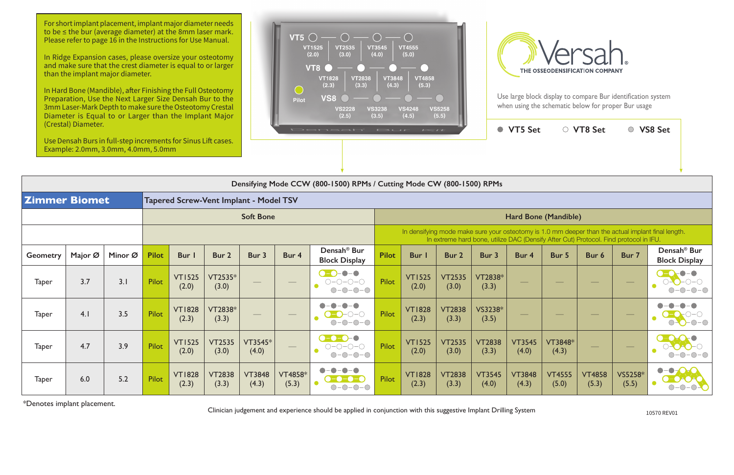For short implant placement, implant major diameter needs to be ≤ the bur (average diameter) at the 8mm laser mark. Please refer to page 16 in the Instructions for Use Manual.

In Ridge Expansion cases, please oversize your osteotomy and make sure that the crest diameter is equal to or larger than the implant major diameter.

In Hard Bone (Mandible), after Finishing the Full Osteotomy Preparation, Use the Next Larger Size Densah Bur to the 3mm Laser-Mark Depth to make sure the Osteotomy Crestal Diameter is Equal to or Larger than the Implant Major (Crestal) Diameter.

Use Densah Burs in full-step increments for Sinus Lift cases. Example: 2.0mm, 3.0mm, 4.0mm, 5.0mm

VT5: VT1525 (2.0) — VT2535 (3.0) — VT3545 (4.0) — VT4555 (5.0)

VT8: VT1828 (2.3) — VT2838 (3.3) — VT3848 (4.3) — VT4858 (5.3)

Pilot

VS8: VS2228 (2.5) — VS3238 (3.5) — VS4248 (4.5) — VS5258 (5.5)

Densah Bur Kit

Versah® THE OSSEODENSIFICATION COMPANY

Use large block display to compare Bur identification system when using the schematic below for proper Bur usage

● VT5 Set ○ VT8 Set ◎ VS8 Set

| Densifying Mode CCW (800-1500) RPMs / Cutting Mode CW (800-1500) RPMs | | | | | | | | | | | | | | | | | | |
|---|---|---|---|---|---|---|---|---|---|---|---|---|---|---|---|---|---|---|
| **Zimmer Biomet** | | | Tapered Screw-Vent Implant - Model TSV | | | | | | | | | | | | | | | |
| | | | Soft Bone | | | | | | Hard Bone (Mandible) | | | | | | | | | |
| | | | | | | | | | In densifying mode make sure your osteotomy is 1.0 mm deeper than the actual implant final length. In extreme hard bone, utilize DAC (Densify After Cut) Protocol. Find protocol in IFU. | | | | | | | | | |
| Geometry | Major Ø | Minor Ø | Pilot | Bur 1 | Bur 2 | Bur 3 | Bur 4 | Densah® Bur Block Display | Pilot | Bur 1 | Bur 2 | Bur 3 | Bur 4 | Bur 5 | Bur 6 | Bur 7 | Densah® Bur Block Display |
| Taper | 3.7 | 3.1 | Pilot | VT1525 (2.0) | VT2535* (3.0) | — | — | | Pilot | VT1525 (2.0) | VT2535 (3.0) | VT2838* (3.3) | — | — | — | — | |
| Taper | 4.1 | 3.5 | Pilot | VT1828 (2.3) | VT2838* (3.3) | — | — | | Pilot | VT1828 (2.3) | VT2838 (3.3) | VS3238* (3.5) | — | — | — | — | |
| Taper | 4.7 | 3.9 | Pilot | VT1525 (2.0) | VT2535 (3.0) | VT3545* (4.0) | — | | Pilot | VT1525 (2.0) | VT2535 (3.0) | VT2838 (3.3) | VT3545 (4.0) | VT3848* (4.3) | — | — | |
| Taper | 6.0 | 5.2 | Pilot | VT1828 (2.3) | VT2838 (3.3) | VT3848 (4.3) | VT4858* (5.3) | | Pilot | VT1828 (2.3) | VT2838 (3.3) | VT3545 (4.0) | VT3848 (4.3) | VT4555 (5.0) | VT4858 (5.3) | VS5258* (5.5) | |

*Denotes implant placement.

Clinician judgement and experience should be applied in conjunction with this suggestive Implant Drilling System

10570 REV01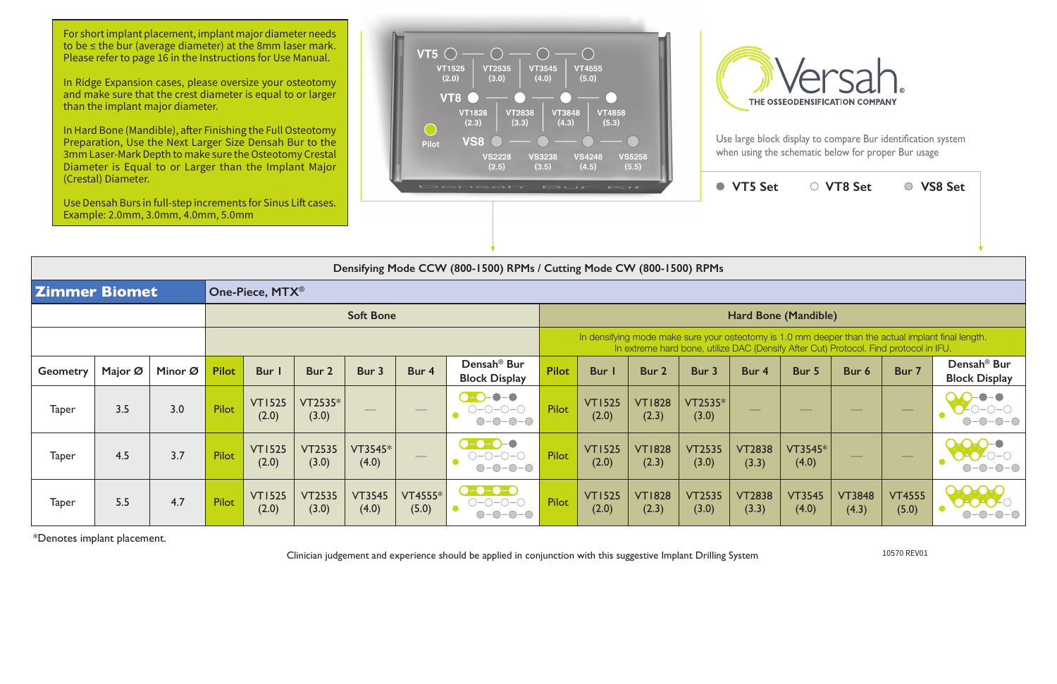For short implant placement, implant major diameter needs to be ≤ the bur (average diameter) at the 8mm laser mark. Please refer to page 16 in the Instructions for Use Manual.

In Ridge Expansion cases, please oversize your osteotomy and make sure that the crest diameter is equal to or larger than the implant major diameter.

In Hard Bone (Mandible), after Finishing the Full Osteotomy Preparation, Use the Next Larger Size Densah Bur to the 3mm Laser-Mark Depth to make sure the Osteotomy Crestal Diameter is Equal to or Larger than the Implant Major (Crestal) Diameter.

Use Densah Burs in full-step increments for Sinus Lift cases. Example: 2.0mm, 3.0mm, 4.0mm, 5.0mm

VT5: VT1525 (2.0) — VT2535 (3.0) — VT3545 (4.0) — VT4555 (5.0)

VT8: VT1828 (2.3) — VT2838 (3.3) — VT3848 (4.3) — VT4858 (5.3)

Pilot

VS8: VS2228 (2.5) — VS3238 (3.5) — VS4248 (4.5) — VS5258 (5.5)

Densah Bur Kit

Versah® THE OSSEODENSIFICATION COMPANY

Use large block display to compare Bur identification system when using the schematic below for proper Bur usage

● VT5 Set ○ VT8 Set ○ VS8 Set

**Densifying Mode CCW (800-1500) RPMs / Cutting Mode CW (800-1500) RPMs**

| **Zimmer Biomet** | | | **One-Piece, MTX®** | | | | | | | | | | | | | | | |
|---|---|---|---|---|---|---|---|---|---|---|---|---|---|---|---|---|---|---|
| | | | **Soft Bone** | | | | | | **Hard Bone (Mandible)** | | | | | | | | | |
| | | | | | | | | | In densifying mode make sure your osteotomy is 1.0 mm deeper than the actual implant final length. In extreme hard bone, utilize DAC (Densify After Cut) Protocol. Find protocol in IFU. | | | | | | | | | |
| **Geometry** | **Major Ø** | **Minor Ø** | **Pilot** | **Bur 1** | **Bur 2** | **Bur 3** | **Bur 4** | **Densah® Bur Block Display** | **Pilot** | **Bur 1** | **Bur 2** | **Bur 3** | **Bur 4** | **Bur 5** | **Bur 6** | **Bur 7** | **Densah® Bur Block Display** |
| Taper | 3.5 | 3.0 | Pilot | VT1525 (2.0) | VT2535* (3.0) | — | — | | Pilot | VT1525 (2.0) | VT1828 (2.3) | VT2535* (3.0) | — | — | — | — | |
| Taper | 4.5 | 3.7 | Pilot | VT1525 (2.0) | VT2535 (3.0) | VT3545* (4.0) | — | | Pilot | VT1525 (2.0) | VT1828 (2.3) | VT2535 (3.0) | VT2838 (3.3) | VT3545* (4.0) | — | — | |
| Taper | 5.5 | 4.7 | Pilot | VT1525 (2.0) | VT2535 (3.0) | VT3545 (4.0) | VT4555* (5.0) | | Pilot | VT1525 (2.0) | VT1828 (2.3) | VT2535 (3.0) | VT2838 (3.3) | VT3545 (4.0) | VT3848 (4.3) | VT4555 (5.0) | |

*Denotes implant placement.

Clinician judgement and experience should be applied in conjunction with this suggestive Implant Drilling System

10570 REV01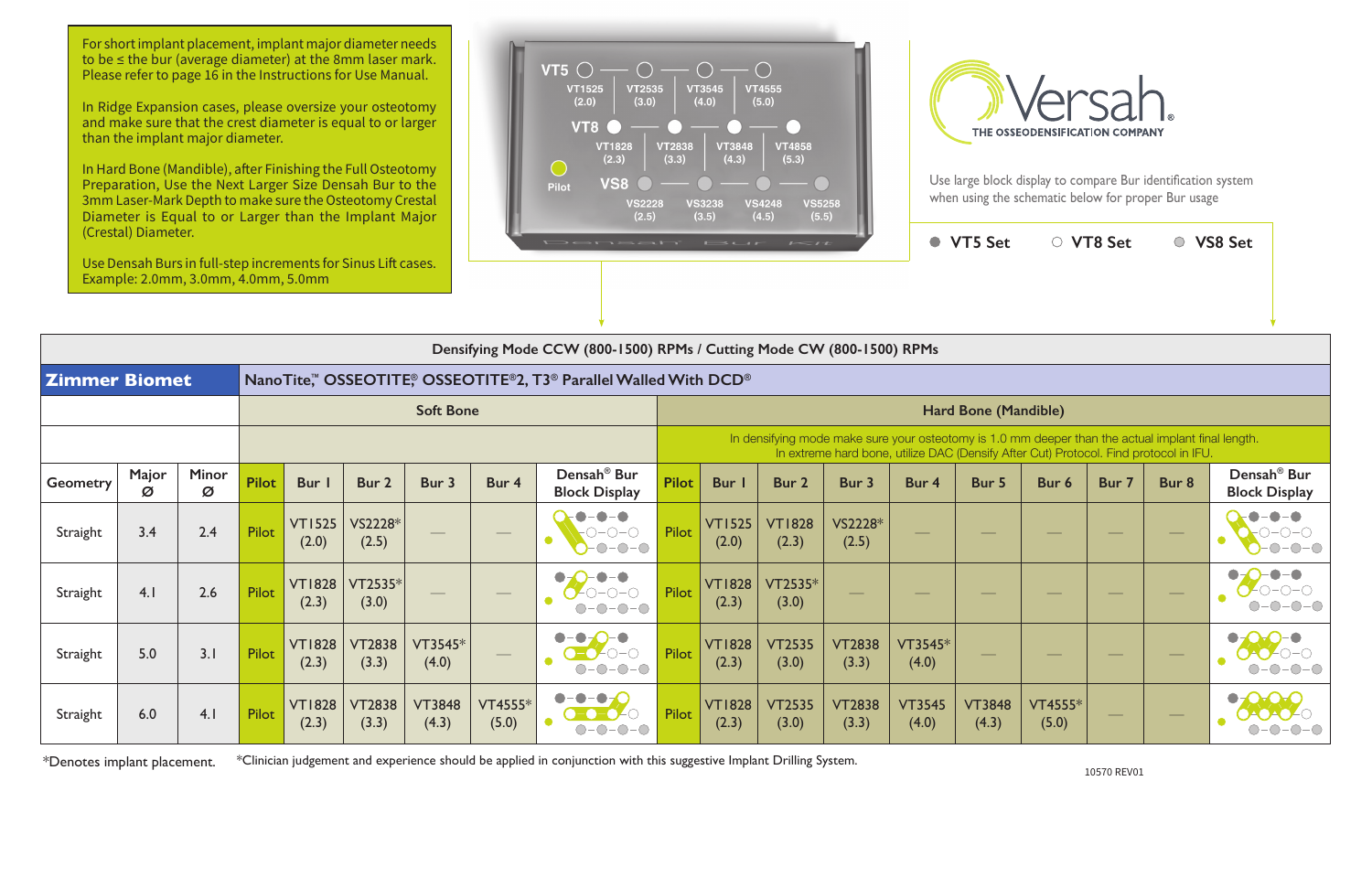For short implant placement, implant major diameter needs to be ≤ the bur (average diameter) at the 8mm laser mark. Please refer to page 16 in the Instructions for Use Manual.

In Ridge Expansion cases, please oversize your osteotomy and make sure that the crest diameter is equal to or larger than the implant major diameter.

In Hard Bone (Mandible), after Finishing the Full Osteotomy Preparation, Use the Next Larger Size Densah Bur to the 3mm Laser-Mark Depth to make sure the Osteotomy Crestal Diameter is Equal to or Larger than the Implant Major (Crestal) Diameter.

Use Densah Burs in full-step increments for Sinus Lift cases. Example: 2.0mm, 3.0mm, 4.0mm, 5.0mm

VT5: VT1525 (2.0) — VT2535 (3.0) — VT3545 (4.0) — VT4555 (5.0)

VT8: VT1828 (2.3) — VT2838 (3.3) — VT3848 (4.3) — VT4858 (5.3)

Pilot

VS8: VS2228 (2.5) — VS3238 (3.5) — VS4248 (4.5) — VS5258 (5.5)

Densah Bur Kit

Versah® THE OSSEODENSIFICATION COMPANY

Use large block display to compare Bur identification system when using the schematic below for proper Bur usage

● VT5 Set ○ VT8 Set ◎ VS8 Set

| Densifying Mode CCW (800-1500) RPMs / Cutting Mode CW (800-1500) RPMs | | | | | | | | | | | | | | | | | | | |
|---|---|---|---|---|---|---|---|---|---|---|---|---|---|---|---|---|---|---|---|
| **Zimmer Biomet** | | | NanoTite,™ OSSEOTITE®, OSSEOTITE®2, T3® Parallel Walled With DCD® | | | | | | | | | | | | | | | | |
| | | | Soft Bone | | | | | | Hard Bone (Mandible) | | | | | | | | | | |
| | | | | | | | | | In densifying mode make sure your osteotomy is 1.0 mm deeper than the actual implant final length. In extreme hard bone, utilize DAC (Densify After Cut) Protocol. Find protocol in IFU. | | | | | | | | | | |
| Geometry | Major Ø | Minor Ø | Pilot | Bur 1 | Bur 2 | Bur 3 | Bur 4 | Densah® Bur Block Display | Pilot | Bur 1 | Bur 2 | Bur 3 | Bur 4 | Bur 5 | Bur 6 | Bur 7 | Bur 8 | Densah® Bur Block Display |
| Straight | 3.4 | 2.4 | Pilot | VT1525 (2.0) | VS2228* (2.5) | — | — | | Pilot | VT1525 (2.0) | VT1828 (2.3) | VS2228* (2.5) | — | — | — | — | — | |
| Straight | 4.1 | 2.6 | Pilot | VT1828 (2.3) | VT2535* (3.0) | — | — | | Pilot | VT1828 (2.3) | VT2535* (3.0) | — | — | — | — | — | — | |
| Straight | 5.0 | 3.1 | Pilot | VT1828 (2.3) | VT2838 (3.3) | VT3545* (4.0) | — | | Pilot | VT1828 (2.3) | VT2535 (3.0) | VT2838 (3.3) | VT3545* (4.0) | — | — | — | — | |
| Straight | 6.0 | 4.1 | Pilot | VT1828 (2.3) | VT2838 (3.3) | VT3848 (4.3) | VT4555* (5.0) | | Pilot | VT1828 (2.3) | VT2535 (3.0) | VT2838 (3.3) | VT3545 (4.0) | VT3848 (4.3) | VT4555* (5.0) | — | — | |

*Denotes implant placement. *Clinician judgement and experience should be applied in conjunction with this suggestive Implant Drilling System.

10570 REV01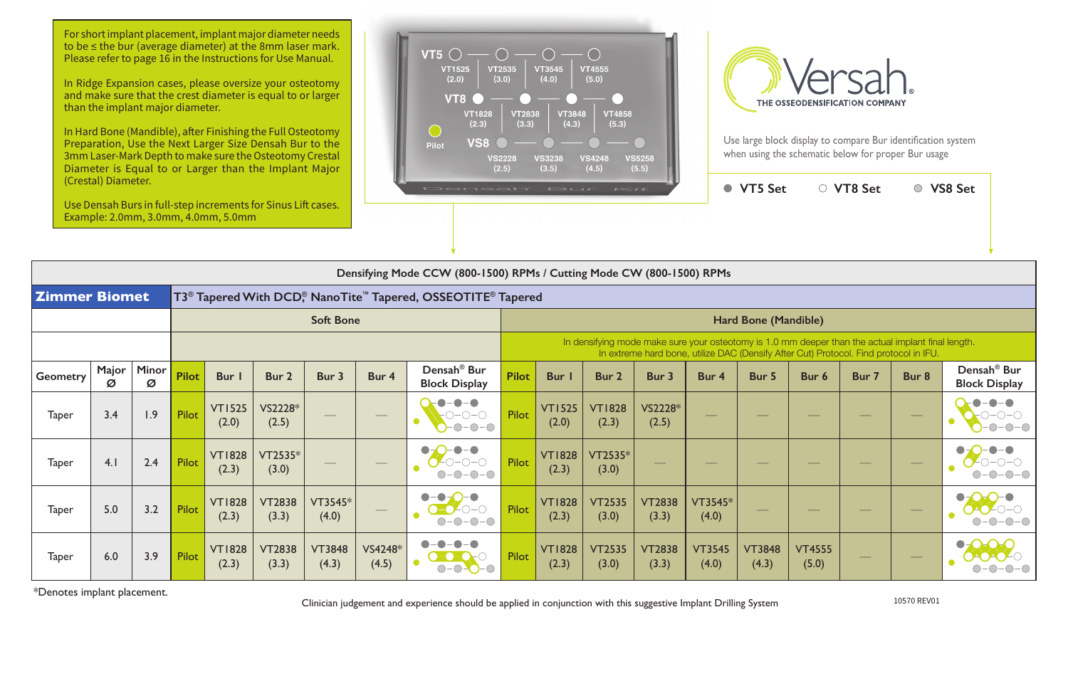For short implant placement, implant major diameter needs to be ≤ the bur (average diameter) at the 8mm laser mark. Please refer to page 16 in the Instructions for Use Manual.

In Ridge Expansion cases, please oversize your osteotomy and make sure that the crest diameter is equal to or larger than the implant major diameter.

In Hard Bone (Mandible), after Finishing the Full Osteotomy Preparation, Use the Next Larger Size Densah Bur to the 3mm Laser-Mark Depth to make sure the Osteotomy Crestal Diameter is Equal to or Larger than the Implant Major (Crestal) Diameter.

Use Densah Burs in full-step increments for Sinus Lift cases. Example: 2.0mm, 3.0mm, 4.0mm, 5.0mm

VT5: VT1525 (2.0), VT2535 (3.0), VT3545 (4.0), VT4555 (5.0)
VT8: VT1828 (2.3), VT2838 (3.3), VT3848 (4.3), VT4858 (5.3)
VS8: VS2228 (2.5), VS3238 (3.5), VS4248 (4.5), VS5258 (5.5)
Pilot

Densah Bur Kit

Versah® THE OSSEODENSIFICATION COMPANY

Use large block display to compare Bur identification system when using the schematic below for proper Bur usage

● VT5 Set ○ VT8 Set ○ VS8 Set

**Densifying Mode CCW (800-1500) RPMs / Cutting Mode CW (800-1500) RPMs**

**Zimmer Biomet** — T3® Tapered With DCD®, NanoTite™ Tapered, OSSEOTITE® Tapered

| | | | Soft Bone | | | | | | Hard Bone (Mandible) | | | | | | | | | |
|---|---|---|---|---|---|---|---|---|---|---|---|---|---|---|---|---|---|---|
| | | | | | | | | | In densifying mode make sure your osteotomy is 1.0 mm deeper than the actual implant final length. In extreme hard bone, utilize DAC (Densify After Cut) Protocol. Find protocol in IFU. | | | | | | | | | |
| Geometry | Major Ø | Minor Ø | Pilot | Bur 1 | Bur 2 | Bur 3 | Bur 4 | Densah® Bur Block Display | Pilot | Bur 1 | Bur 2 | Bur 3 | Bur 4 | Bur 5 | Bur 6 | Bur 7 | Bur 8 | Densah® Bur Block Display |
| Taper | 3.4 | 1.9 | Pilot | VT1525 (2.0) | VS2228* (2.5) | — | — | | Pilot | VT1525 (2.0) | VT1828 (2.3) | VS2228* (2.5) | — | — | — | — | — | |
| Taper | 4.1 | 2.4 | Pilot | VT1828 (2.3) | VT2535* (3.0) | — | — | | Pilot | VT1828 (2.3) | VT2535* (3.0) | — | — | — | — | — | — | |
| Taper | 5.0 | 3.2 | Pilot | VT1828 (2.3) | VT2838 (3.3) | VT3545* (4.0) | — | | Pilot | VT1828 (2.3) | VT2535 (3.0) | VT2838 (3.3) | VT3545* (4.0) | — | — | — | — | |
| Taper | 6.0 | 3.9 | Pilot | VT1828 (2.3) | VT2838 (3.3) | VT3848 (4.3) | VS4248* (4.5) | | Pilot | VT1828 (2.3) | VT2535 (3.0) | VT2838 (3.3) | VT3545 (4.0) | VT3848 (4.3) | VT4555 (5.0) | — | — | |

*Denotes implant placement.

Clinician judgement and experience should be applied in conjunction with this suggestive Implant Drilling System

10570 REV01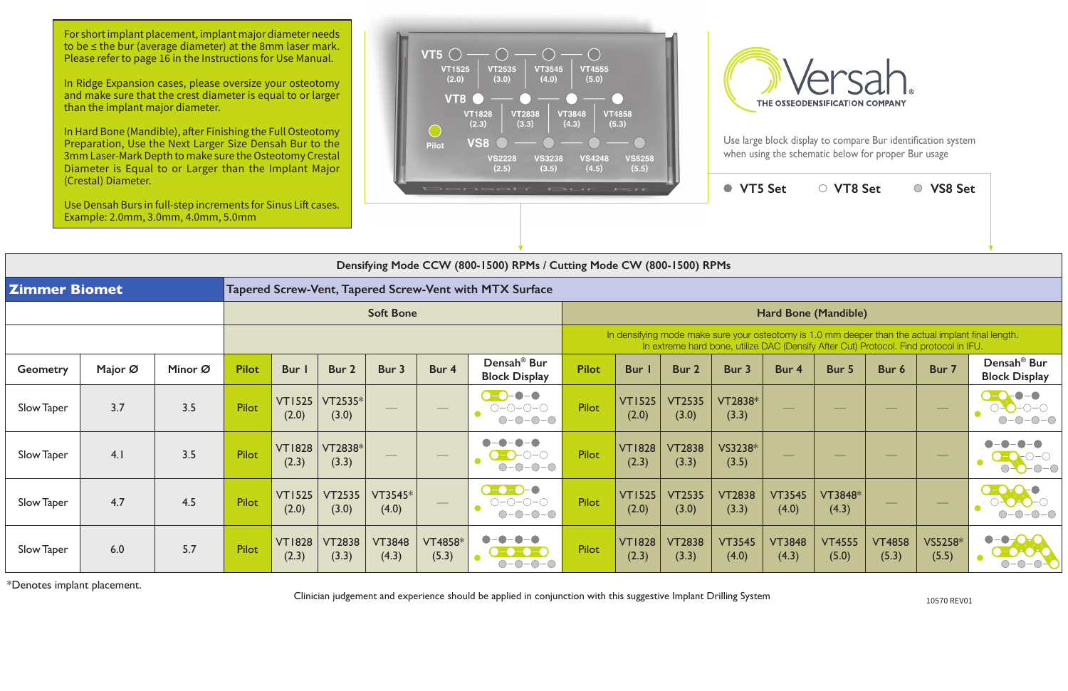For short implant placement, implant major diameter needs to be ≤ the bur (average diameter) at the 8mm laser mark. Please refer to page 16 in the Instructions for Use Manual.

In Ridge Expansion cases, please oversize your osteotomy and make sure that the crest diameter is equal to or larger than the implant major diameter.

In Hard Bone (Mandible), after Finishing the Full Osteotomy Preparation, Use the Next Larger Size Densah Bur to the 3mm Laser-Mark Depth to make sure the Osteotomy Crestal Diameter is Equal to or Larger than the Implant Major (Crestal) Diameter.

Use Densah Burs in full-step increments for Sinus Lift cases. Example: 2.0mm, 3.0mm, 4.0mm, 5.0mm

VT5: VT1525 (2.0), VT2535 (3.0), VT3545 (4.0), VT4555 (5.0)
VT8: VT1828 (2.3), VT2838 (3.3), VT3848 (4.3), VT4858 (5.3)
Pilot
VS8: VS2228 (2.5), VS3238 (3.5), VS4248 (4.5), VS5258 (5.5)

Versah® THE OSSEODENSIFICATION COMPANY

Use large block display to compare Bur identification system when using the schematic below for proper Bur usage

● VT5 Set ○ VT8 Set ● VS8 Set

Densifying Mode CCW (800-1500) RPMs / Cutting Mode CW (800-1500) RPMs

**Zimmer Biomet** — Tapered Screw-Vent, Tapered Screw-Vent with MTX Surface

| | | | Soft Bone | | | | | | Hard Bone (Mandible) In densifying mode make sure your osteotomy is 1.0 mm deeper than the actual implant final length. In extreme hard bone, utilize DAC (Densify After Cut) Protocol. Find protocol in IFU. | | | | | | | | |
|---|---|---|---|---|---|---|---|---|---|---|---|---|---|---|---|---|---|
| Geometry | Major Ø | Minor Ø | Pilot | Bur 1 | Bur 2 | Bur 3 | Bur 4 | Densah® Bur Block Display | Pilot | Bur 1 | Bur 2 | Bur 3 | Bur 4 | Bur 5 | Bur 6 | Bur 7 | Densah® Bur Block Display |
| Slow Taper | 3.7 | 3.5 | Pilot | VT1525 (2.0) | VT2535* (3.0) | — | — | | Pilot | VT1525 (2.0) | VT2535 (3.0) | VT2838* (3.3) | — | — | — | — | |
| Slow Taper | 4.1 | 3.5 | Pilot | VT1828 (2.3) | VT2838* (3.3) | — | — | | Pilot | VT1828 (2.3) | VT2838 (3.3) | VS3238* (3.5) | — | — | — | — | |
| Slow Taper | 4.7 | 4.5 | Pilot | VT1525 (2.0) | VT2535 (3.0) | VT3545* (4.0) | — | | Pilot | VT1525 (2.0) | VT2535 (3.0) | VT2838 (3.3) | VT3545 (4.0) | VT3848* (4.3) | — | — | |
| Slow Taper | 6.0 | 5.7 | Pilot | VT1828 (2.3) | VT2838 (3.3) | VT3848 (4.3) | VT4858* (5.3) | | Pilot | VT1828 (2.3) | VT2838 (3.3) | VT3545 (4.0) | VT3848 (4.3) | VT4555 (5.0) | VT4858 (5.3) | VS5258* (5.5) | |

*Denotes implant placement.

Clinician judgement and experience should be applied in conjunction with this suggestive Implant Drilling System

10570 REV01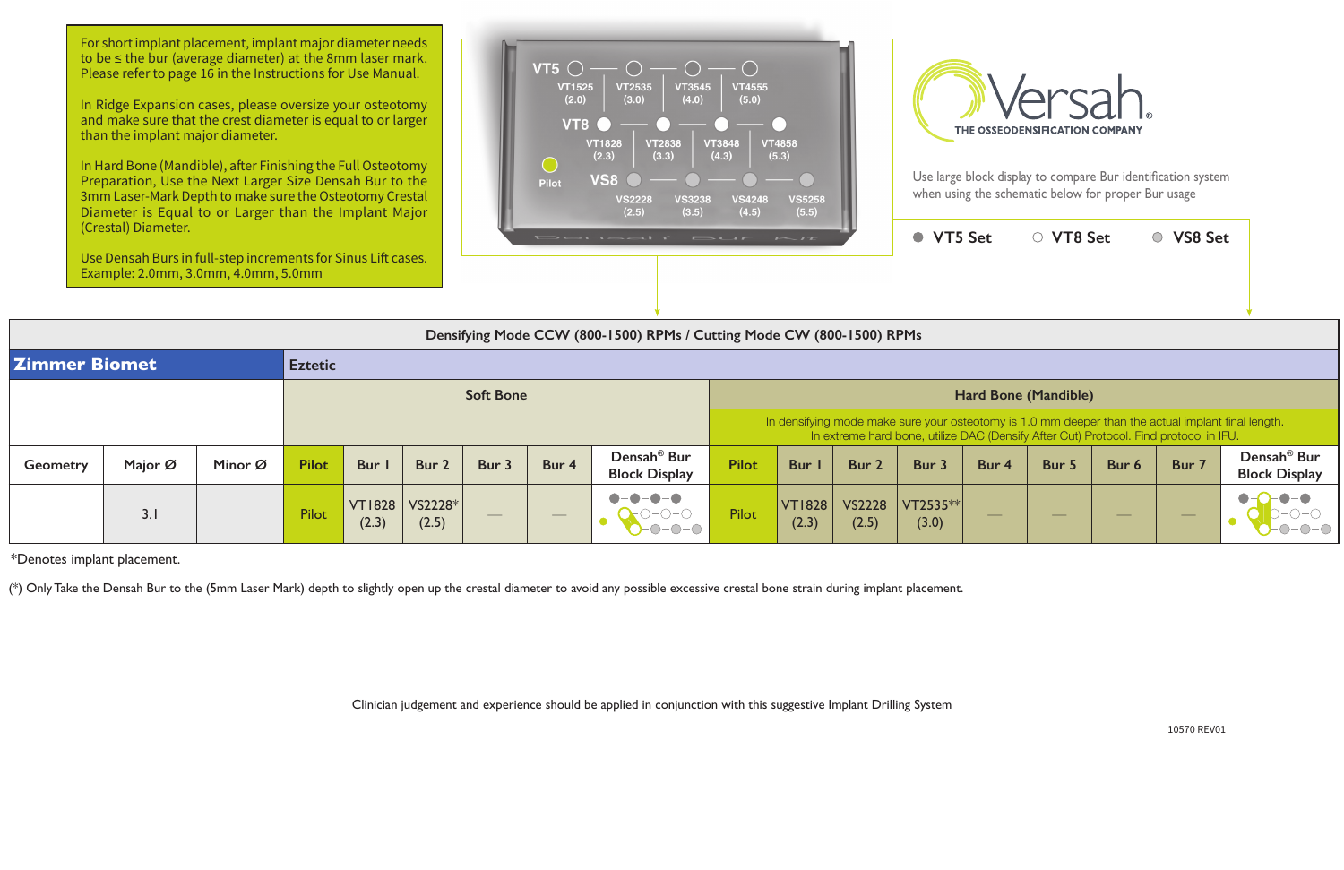For short implant placement, implant major diameter needs to be ≤ the bur (average diameter) at the 8mm laser mark. Please refer to page 16 in the Instructions for Use Manual.

In Ridge Expansion cases, please oversize your osteotomy and make sure that the crest diameter is equal to or larger than the implant major diameter.

In Hard Bone (Mandible), after Finishing the Full Osteotomy Preparation, Use the Next Larger Size Densah Bur to the 3mm Laser-Mark Depth to make sure the Osteotomy Crestal Diameter is Equal to or Larger than the Implant Major (Crestal) Diameter.

Use Densah Burs in full-step increments for Sinus Lift cases. Example: 2.0mm, 3.0mm, 4.0mm, 5.0mm

VT5: VT1525 (2.0), VT2535 (3.0), VT3545 (4.0), VT4555 (5.0)

VT8: VT1828 (2.3), VT2838 (3.3), VT3848 (4.3), VT4858 (5.3)

Pilot

VS8: VS2228 (2.5), VS3238 (3.5), VS4248 (4.5), VS5258 (5.5)

Densah Bur Kit

Versah® THE OSSEODENSIFICATION COMPANY

Use large block display to compare Bur identification system when using the schematic below for proper Bur usage

● VT5 Set ○ VT8 Set ● VS8 Set

| Densifying Mode CCW (800-1500) RPMs / Cutting Mode CW (800-1500) RPMs | | | | | | | | | | | | | | | | | | |
|---|---|---|---|---|---|---|---|---|---|---|---|---|---|---|---|---|---|---|
| **Zimmer Biomet** | | | Eztetic | | | | | | | | | | | | | | | |
| | | | Soft Bone | | | | | | Hard Bone (Mandible) | | | | | | | | | |
| | | | | | | | | | In densifying mode make sure your osteotomy is 1.0 mm deeper than the actual implant final length. In extreme hard bone, utilize DAC (Densify After Cut) Protocol. Find protocol in IFU. | | | | | | | | | |
| Geometry | Major Ø | Minor Ø | Pilot | Bur 1 | Bur 2 | Bur 3 | Bur 4 | Densah® Bur Block Display | Pilot | Bur 1 | Bur 2 | Bur 3 | Bur 4 | Bur 5 | Bur 6 | Bur 7 | Densah® Bur Block Display |
| | 3.1 | | Pilot | VT1828 (2.3) | VS2228* (2.5) | — | — | | Pilot | VT1828 (2.3) | VS2228 (2.5) | VT2535** (3.0) | — | — | — | — | |

*Denotes implant placement.

(*) Only Take the Densah Bur to the (5mm Laser Mark) depth to slightly open up the crestal diameter to avoid any possible excessive crestal bone strain during implant placement.

Clinician judgement and experience should be applied in conjunction with this suggestive Implant Drilling System

10570 REV01